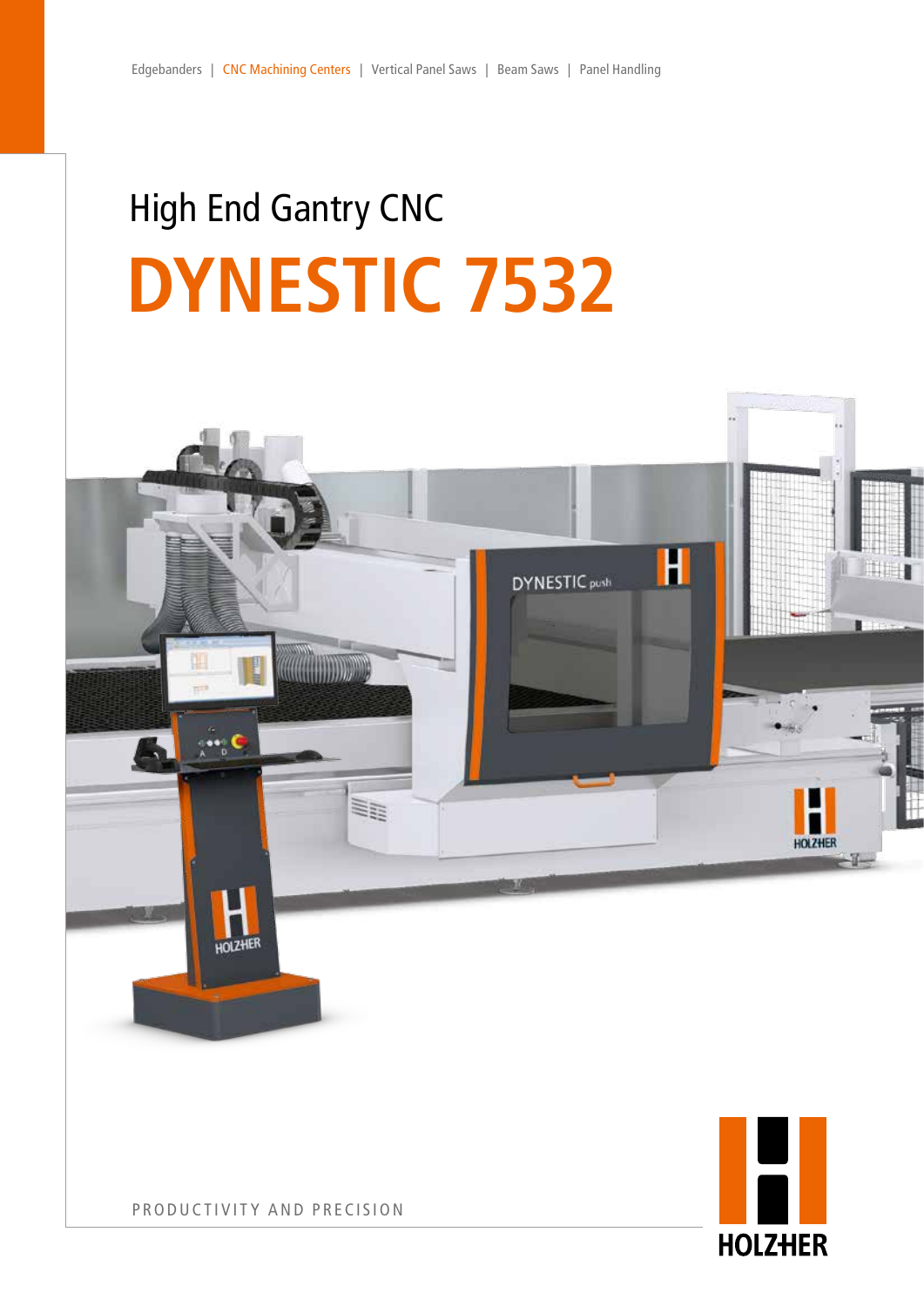Edgebanders | CNC Machining Centers | Vertical Panel Saws | Beam Saws | Panel Handling

# High End Gantry CNC

# DYNESTIC 7532

PRODUCTIVITY AND PRECISION

HOLZHER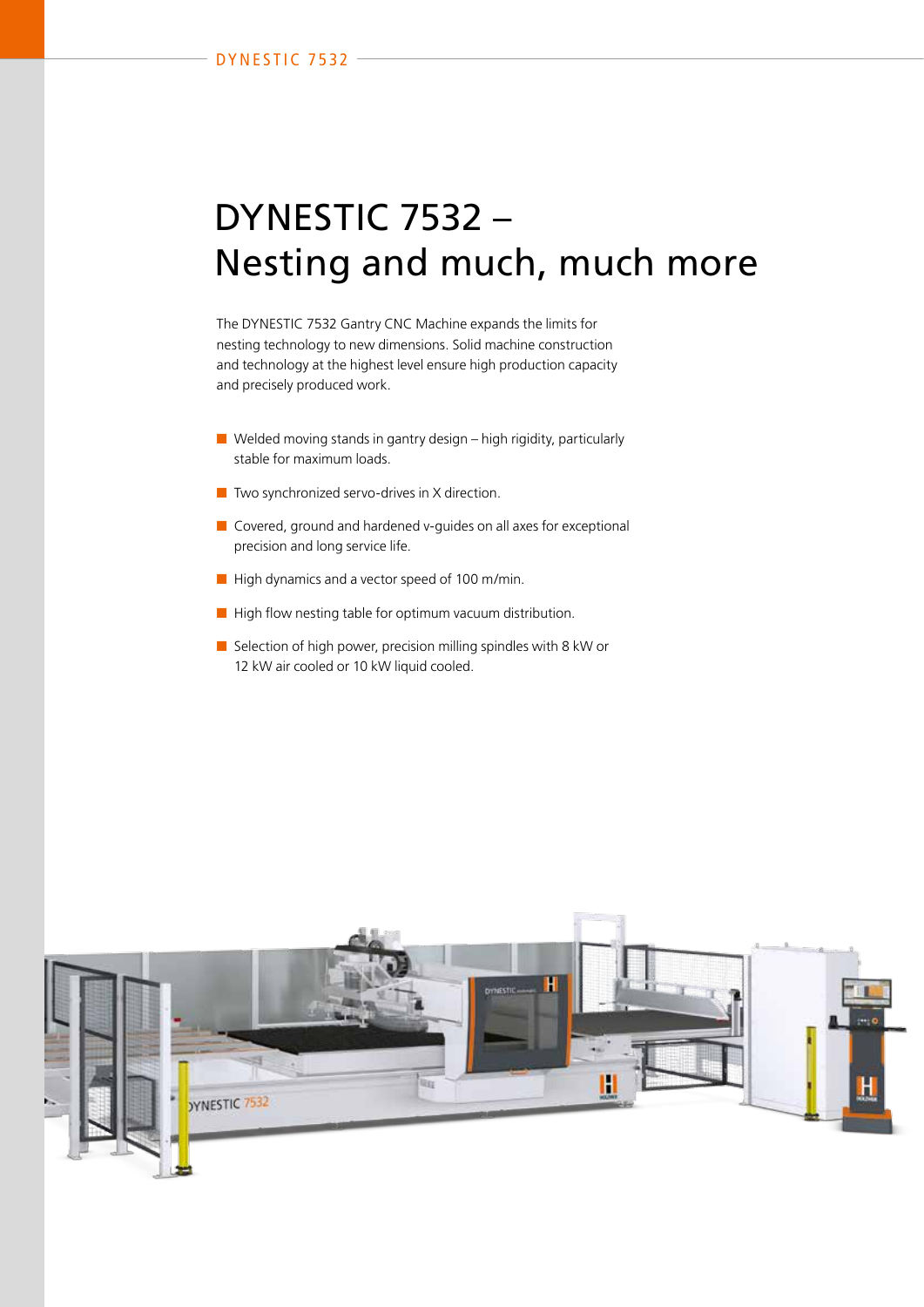# DYNESTIC 7532 – Nesting and much, much more

The DYNESTIC 7532 Gantry CNC Machine expands the limits for nesting technology to new dimensions. Solid machine construction and technology at the highest level ensure high production capacity and precisely produced work.

- Welded moving stands in gantry design – high rigidity, particularly stable for maximum loads.
- Two synchronized servo-drives in X direction.
- Covered, ground and hardened v-guides on all axes for exceptional precision and long service life.
- High dynamics and a vector speed of 100 m/min.
- High flow nesting table for optimum vacuum distribution.
- Selection of high power, precision milling spindles with 8 kW or 12 kW air cooled or 10 kW liquid cooled.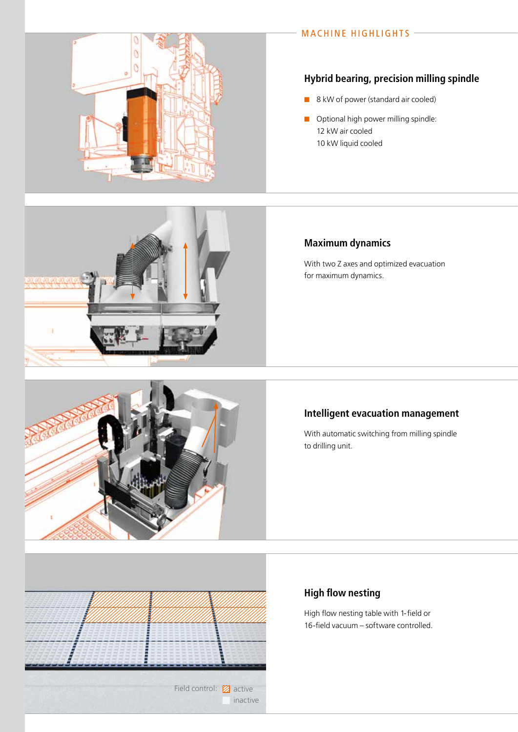## MACHINE HIGHLIGHTS

### Hybrid bearing, precision milling spindle

- 8 kW of power (standard air cooled)
- Optional high power milling spindle:  
  12 kW air cooled  
  10 kW liquid cooled

### Maximum dynamics

With two Z axes and optimized evacuation for maximum dynamics.

### Intelligent evacuation management

With automatic switching from milling spindle to drilling unit.

### High flow nesting

High flow nesting table with 1-field or 16-field vacuum – software controlled.

Field control: active inactive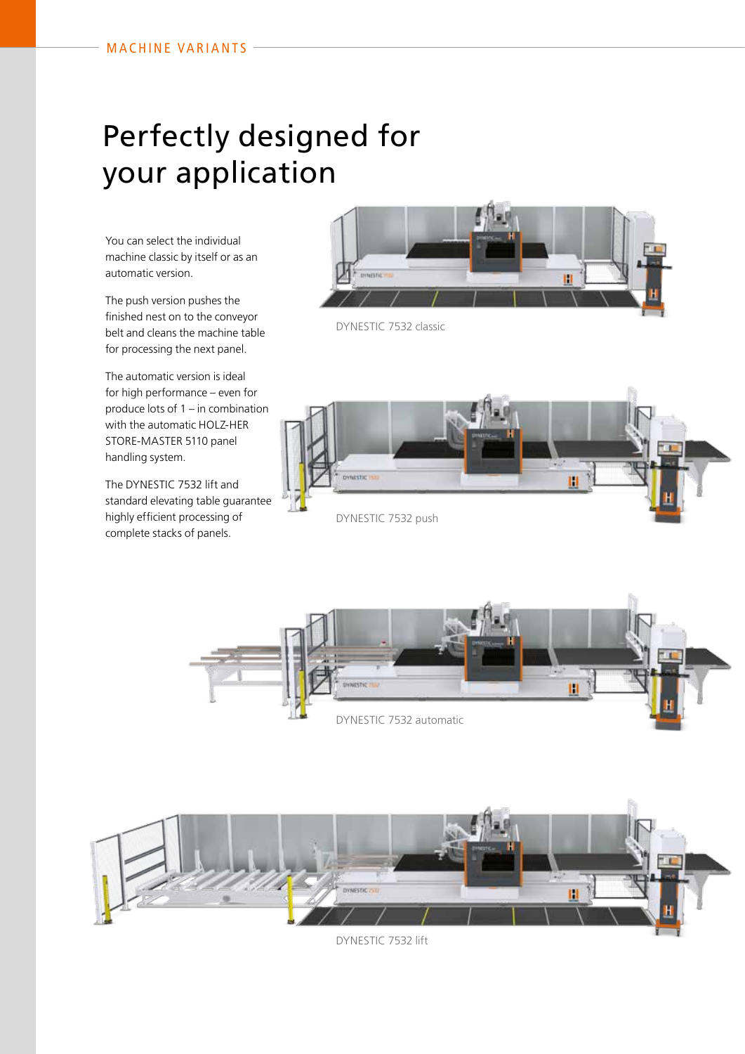MACHINE VARIANTS

# Perfectly designed for your application

You can select the individual machine classic by itself or as an automatic version.

The push version pushes the finished nest on to the conveyor belt and cleans the machine table for processing the next panel.

The automatic version is ideal for high performance – even for produce lots of 1 – in combination with the automatic HOLZ-HER STORE-MASTER 5110 panel handling system.

The DYNESTIC 7532 lift and standard elevating table guarantee highly efficient processing of complete stacks of panels.

DYNESTIC 7532 classic

DYNESTIC 7532 push

DYNESTIC 7532 automatic

DYNESTIC 7532 lift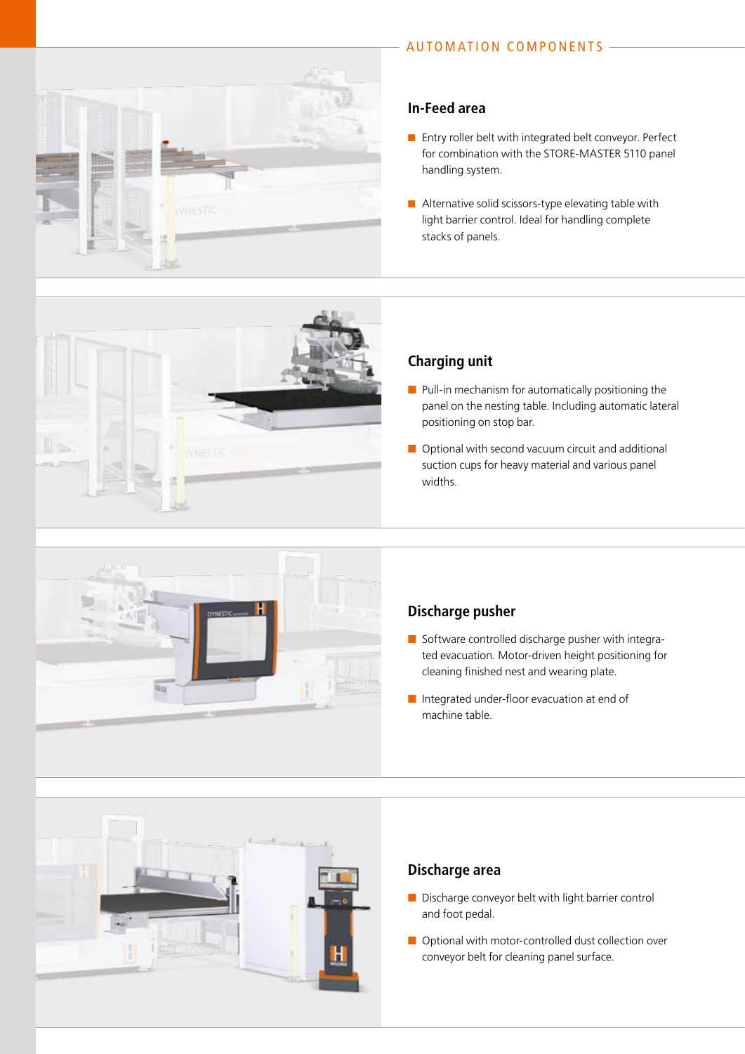## AUTOMATION COMPONENTS

### In-Feed area

- Entry roller belt with integrated belt conveyor. Perfect for combination with the STORE-MASTER 5110 panel handling system.
- Alternative solid scissors-type elevating table with light barrier control. Ideal for handling complete stacks of panels.

### Charging unit

- Pull-in mechanism for automatically positioning the panel on the nesting table. Including automatic lateral positioning on stop bar.
- Optional with second vacuum circuit and additional suction cups for heavy material and various panel widths.

### Discharge pusher

- Software controlled discharge pusher with integrated evacuation. Motor-driven height positioning for cleaning finished nest and wearing plate.
- Integrated under-floor evacuation at end of machine table.

### Discharge area

- Discharge conveyor belt with light barrier control and foot pedal.
- Optional with motor-controlled dust collection over conveyor belt for cleaning panel surface.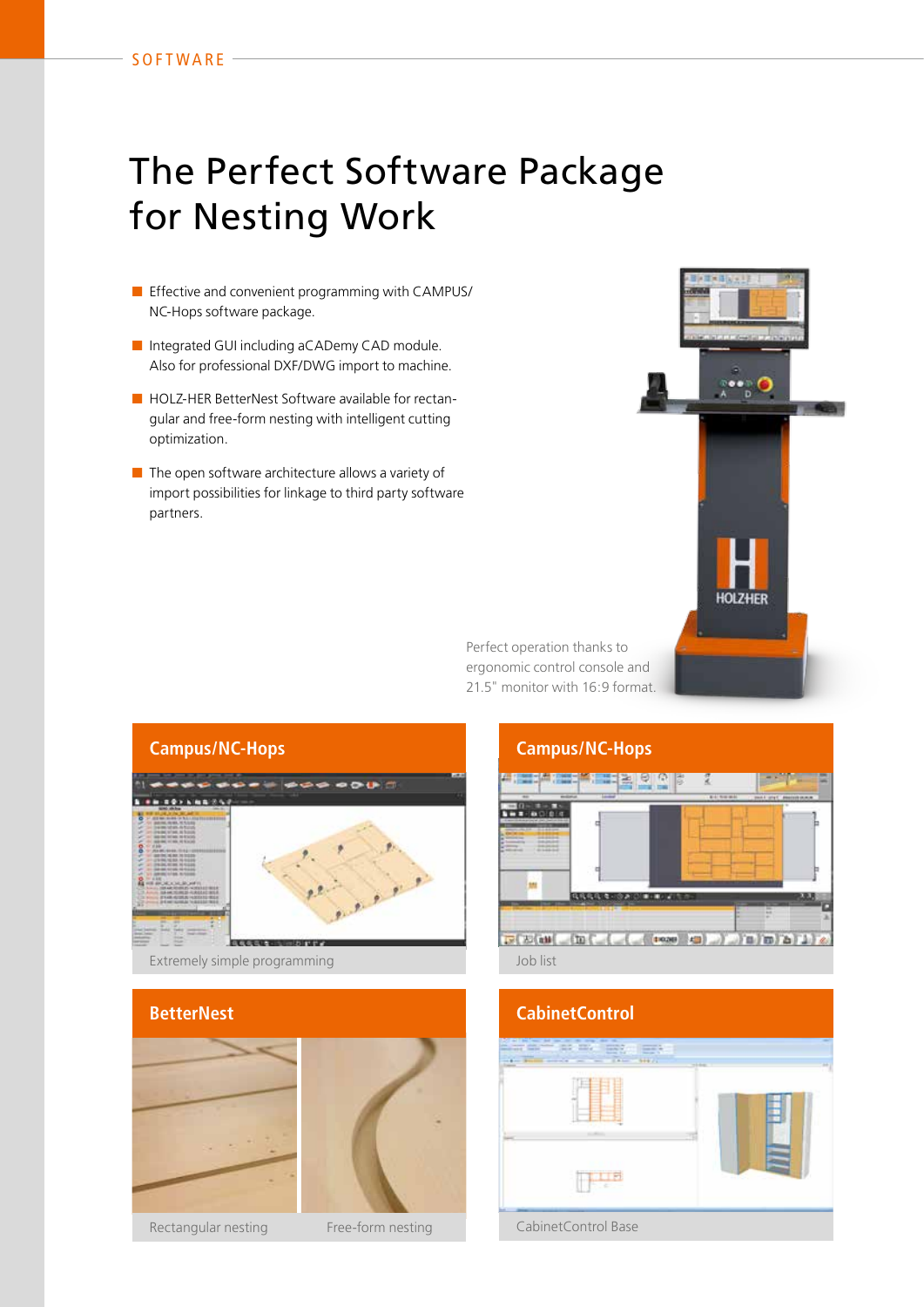SOFTWARE

# The Perfect Software Package for Nesting Work

- Effective and convenient programming with CAMPUS/NC-Hops software package.
- Integrated GUI including aCADemy CAD module. Also for professional DXF/DWG import to machine.
- HOLZ-HER BetterNest Software available for rectangular and free-form nesting with intelligent cutting optimization.
- The open software architecture allows a variety of import possibilities for linkage to third party software partners.

Perfect operation thanks to ergonomic control console and 21.5" monitor with 16:9 format.

## Campus/NC-Hops

Extremely simple programming

## Campus/NC-Hops

Job list

## BetterNest

Rectangular nesting

Free-form nesting

## CabinetControl

CabinetControl Base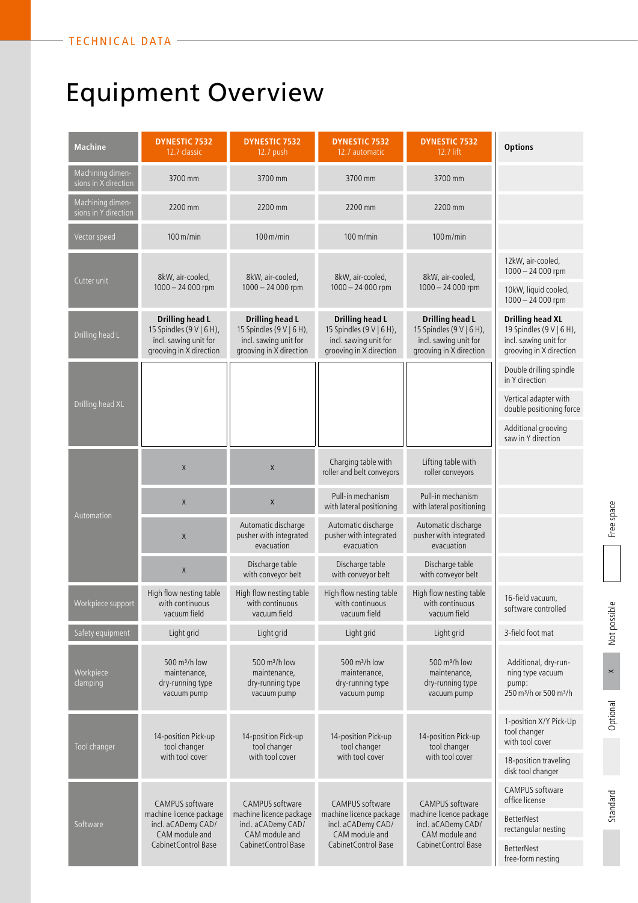TECHNICAL DATA

# Equipment Overview

| Machine | DYNESTIC 7532 12.7 classic | DYNESTIC 7532 12.7 push | DYNESTIC 7532 12.7 automatic | DYNESTIC 7532 12.7 lift | Options |
|---|---|---|---|---|---|
| Machining dimensions in X direction | 3700 mm | 3700 mm | 3700 mm | 3700 mm | |
| Machining dimensions in Y direction | 2200 mm | 2200 mm | 2200 mm | 2200 mm | |
| Vector speed | 100 m/min | 100 m/min | 100 m/min | 100 m/min | |
| Cutter unit | 8kW, air-cooled, 1000 – 24 000 rpm | 8kW, air-cooled, 1000 – 24 000 rpm | 8kW, air-cooled, 1000 – 24 000 rpm | 8kW, air-cooled, 1000 – 24 000 rpm | 12kW, air-cooled, 1000 – 24 000 rpm |
| | | | | | 10kW, liquid cooled, 1000 – 24 000 rpm |
| Drilling head L | **Drilling head L** 15 Spindles (9 V \| 6 H), incl. sawing unit for grooving in X direction | **Drilling head L** 15 Spindles (9 V \| 6 H), incl. sawing unit for grooving in X direction | **Drilling head L** 15 Spindles (9 V \| 6 H), incl. sawing unit for grooving in X direction | **Drilling head L** 15 Spindles (9 V \| 6 H), incl. sawing unit for grooving in X direction | **Drilling head XL** 19 Spindles (9 V \| 6 H), incl. sawing unit for grooving in X direction |
| Drilling head XL | | | | | Double drilling spindle in Y direction |
| | | | | | Vertical adapter with double positioning force |
| | | | | | Additional grooving saw in Y direction |
| Automation | x | x | Charging table with roller and belt conveyors | Lifting table with roller conveyors | |
| | x | x | Pull-in mechanism with lateral positioning | Pull-in mechanism with lateral positioning | |
| | x | Automatic discharge pusher with integrated evacuation | Automatic discharge pusher with integrated evacuation | Automatic discharge pusher with integrated evacuation | |
| | x | Discharge table with conveyor belt | Discharge table with conveyor belt | Discharge table with conveyor belt | |
| Workpiece support | High flow nesting table with continuous vacuum field | High flow nesting table with continuous vacuum field | High flow nesting table with continuous vacuum field | High flow nesting table with continuous vacuum field | 16-field vacuum, software controlled |
| Safety equipment | Light grid | Light grid | Light grid | Light grid | 3-field foot mat |
| Workpiece clamping | 500 m³/h low maintenance, dry-running type vacuum pump | 500 m³/h low maintenance, dry-running type vacuum pump | 500 m³/h low maintenance, dry-running type vacuum pump | 500 m³/h low maintenance, dry-running type vacuum pump | Additional, dry-running type vacuum pump: 250 m³/h or 500 m³/h |
| Tool changer | 14-position Pick-up tool changer with tool cover | 14-position Pick-up tool changer with tool cover | 14-position Pick-up tool changer with tool cover | 14-position Pick-up tool changer with tool cover | 1-position X/Y Pick-Up tool changer with tool cover |
| | | | | | 18-position traveling disk tool changer |
| Software | CAMPUS software machine licence package incl. aCADemy CAD/CAM module and CabinetControl Base | CAMPUS software machine licence package incl. aCADemy CAD/CAM module and CabinetControl Base | CAMPUS software machine licence package incl. aCADemy CAD/CAM module and CabinetControl Base | CAMPUS software machine licence package incl. aCADemy CAD/CAM module and CabinetControl Base | CAMPUS software office license |
| | | | | | BetterNest rectangular nesting |
| | | | | | BetterNest free-form nesting |

Legend: Free space | x Not possible | Optional | Standard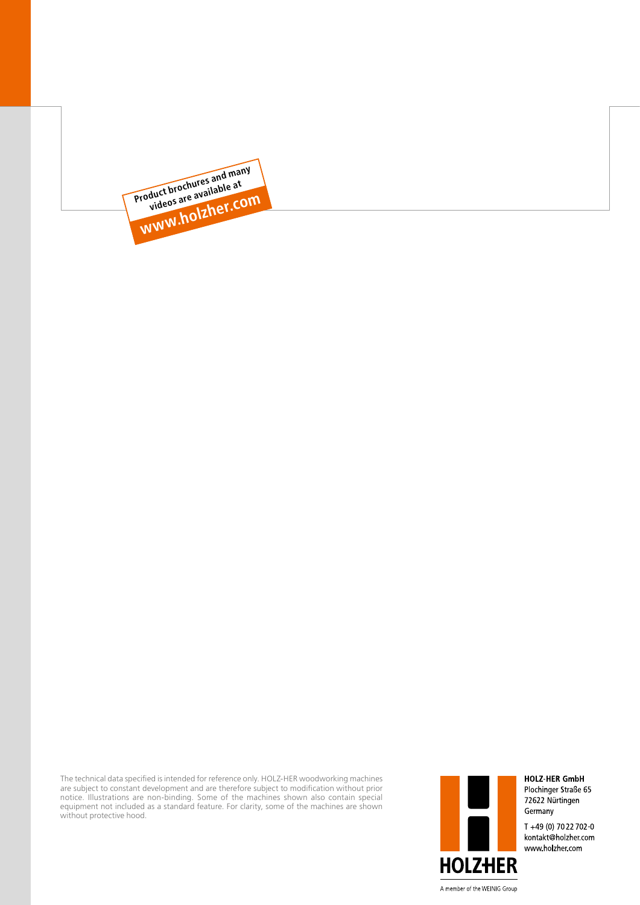Product brochures and many videos are available at **www.holzher.com**

The technical data specified is intended for reference only. HOLZ-HER woodworking machines are subject to constant development and are therefore subject to modification without prior notice. Illustrations are non-binding. Some of the machines shown also contain special equipment not included as a standard feature. For clarity, some of the machines are shown without protective hood.

HOLZHER

A member of the WEINIG Group

**HOLZ-HER GmbH**
Plochinger Straße 65
72622 Nürtingen
Germany

T +49 (0) 70 22 702-0
kontakt@holzher.com
www.holzher.com